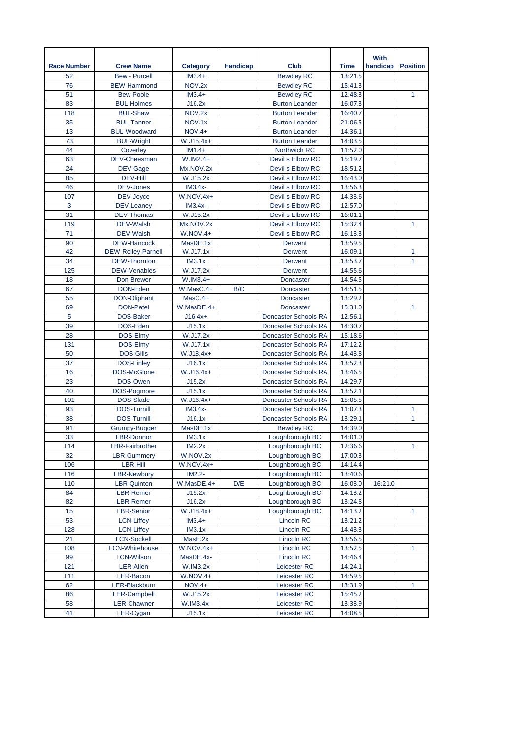| Race Number | Crew Name | Category | Handicap | Club | Time | With handicap | Position |
|---|---|---|---|---|---|---|---|
| 52 | Bew - Purcell | IM3.4+ | | Bewdley RC | 13:21.5 | | |
| 76 | BEW-Hammond | NOV.2x | | Bewdley RC | 15:41.3 | | |
| 51 | Bew-Poole | IM3.4+ | | Bewdley RC | 12:48.3 | | 1 |
| 83 | BUL-Holmes | J16.2x | | Burton Leander | 16:07.3 | | |
| 118 | BUL-Shaw | NOV.2x | | Burton Leander | 16:40.7 | | |
| 35 | BUL-Tanner | NOV.1x | | Burton Leander | 21:06.5 | | |
| 13 | BUL-Woodward | NOV.4+ | | Burton Leander | 14:36.1 | | |
| 73 | BUL-Wright | W.J15.4x+ | | Burton Leander | 14:03.5 | | |
| 44 | Coverley | IM1.4+ | | Northwich RC | 11:52.0 | | |
| 63 | DEV-Cheesman | W.IM2.4+ | | Devil s Elbow RC | 15:19.7 | | |
| 24 | DEV-Gage | Mx.NOV.2x | | Devil s Elbow RC | 18:51.2 | | |
| 85 | DEV-Hill | W.J15.2x | | Devil s Elbow RC | 16:43.0 | | |
| 46 | DEV-Jones | IM3.4x- | | Devil s Elbow RC | 13:56.3 | | |
| 107 | DEV-Joyce | W.NOV.4x+ | | Devil s Elbow RC | 14:33.6 | | |
| 3 | DEV-Leaney | IM3.4x- | | Devil s Elbow RC | 12:57.0 | | |
| 31 | DEV-Thomas | W.J15.2x | | Devil s Elbow RC | 16:01.1 | | |
| 119 | DEV-Walsh | Mx.NOV.2x | | Devil s Elbow RC | 15:32.4 | | 1 |
| 71 | DEV-Walsh | W.NOV.4+ | | Devil s Elbow RC | 16:13.3 | | |
| 90 | DEW-Hancock | MasDE.1x | | Derwent | 13:59.5 | | |
| 42 | DEW-Rolley-Parnell | W.J17.1x | | Derwent | 16:09.1 | | 1 |
| 34 | DEW-Thornton | IM3.1x | | Derwent | 13:53.7 | | 1 |
| 125 | DEW-Venables | W.J17.2x | | Derwent | 14:55.6 | | |
| 18 | Don-Brewer | W.IM3.4+ | | Doncaster | 14:54.5 | | |
| 67 | DON-Eden | W.MasC.4+ | B/C | Doncaster | 14:51.5 | | |
| 55 | DON-Oliphant | MasC.4+ | | Doncaster | 13:29.2 | | |
| 69 | DON-Patel | W.MasDE.4+ | | Doncaster | 15:31.0 | | 1 |
| 5 | DOS-Baker | J16.4x+ | | Doncaster Schools RA | 12:56.1 | | |
| 39 | DOS-Eden | J15.1x | | Doncaster Schools RA | 14:30.7 | | |
| 28 | DOS-Elmy | W.J17.2x | | Doncaster Schools RA | 15:18.6 | | |
| 131 | DOS-Elmy | W.J17.1x | | Doncaster Schools RA | 17:12.2 | | |
| 50 | DOS-Gills | W.J18.4x+ | | Doncaster Schools RA | 14:43.8 | | |
| 37 | DOS-Linley | J16.1x | | Doncaster Schools RA | 13:52.3 | | |
| 16 | DOS-McGlone | W.J16.4x+ | | Doncaster Schools RA | 13:46.5 | | |
| 23 | DOS-Owen | J15.2x | | Doncaster Schools RA | 14:29.7 | | |
| 40 | DOS-Pogmore | J15.1x | | Doncaster Schools RA | 13:52.1 | | |
| 101 | DOS-Slade | W.J16.4x+ | | Doncaster Schools RA | 15:05.5 | | |
| 93 | DOS-Turnill | IM3.4x- | | Doncaster Schools RA | 11:07.3 | | 1 |
| 38 | DOS-Turnill | J16.1x | | Doncaster Schools RA | 13:29.1 | | 1 |
| 91 | Grumpy-Bugger | MasDE.1x | | Bewdley RC | 14:39.0 | | |
| 33 | LBR-Donnor | IM3.1x | | Loughborough BC | 14:01.0 | | |
| 114 | LBR-Fairbrother | IM2.2x | | Loughborough BC | 12:36.6 | | 1 |
| 32 | LBR-Gummery | W.NOV.2x | | Loughborough BC | 17:00.3 | | |
| 106 | LBR-Hill | W.NOV.4x+ | | Loughborough BC | 14:14.4 | | |
| 116 | LBR-Newbury | IM2.2- | | Loughborough BC | 13:40.6 | | |
| 110 | LBR-Quinton | W.MasDE.4+ | D/E | Loughborough BC | 16:03.0 | 16:21.0 | |
| 84 | LBR-Remer | J15.2x | | Loughborough BC | 14:13.2 | | |
| 82 | LBR-Remer | J16.2x | | Loughborough BC | 13:24.8 | | |
| 15 | LBR-Senior | W.J18.4x+ | | Loughborough BC | 14:13.2 | | 1 |
| 53 | LCN-Liffey | IM3.4+ | | Lincoln RC | 13:21.2 | | |
| 128 | LCN-Liffey | IM3.1x | | Lincoln RC | 14:43.3 | | |
| 21 | LCN-Sockell | MasE.2x | | Lincoln RC | 13:56.5 | | |
| 108 | LCN-Whitehouse | W.NOV.4x+ | | Lincoln RC | 13:52.5 | | 1 |
| 99 | LCN-Wilson | MasDE.4x- | | Lincoln RC | 14:46.4 | | |
| 121 | LER-Allen | W.IM3.2x | | Leicester RC | 14:24.1 | | |
| 111 | LER-Bacon | W.NOV.4+ | | Leicester RC | 14:59.5 | | |
| 62 | LER-Blackburn | NOV.4+ | | Leicester RC | 13:31.9 | | 1 |
| 86 | LER-Campbell | W.J15.2x | | Leicester RC | 15:45.2 | | |
| 58 | LER-Chawner | W.IM3.4x- | | Leicester RC | 13:33.9 | | |
| 41 | LER-Cygan | J15.1x | | Leicester RC | 14:08.5 | | |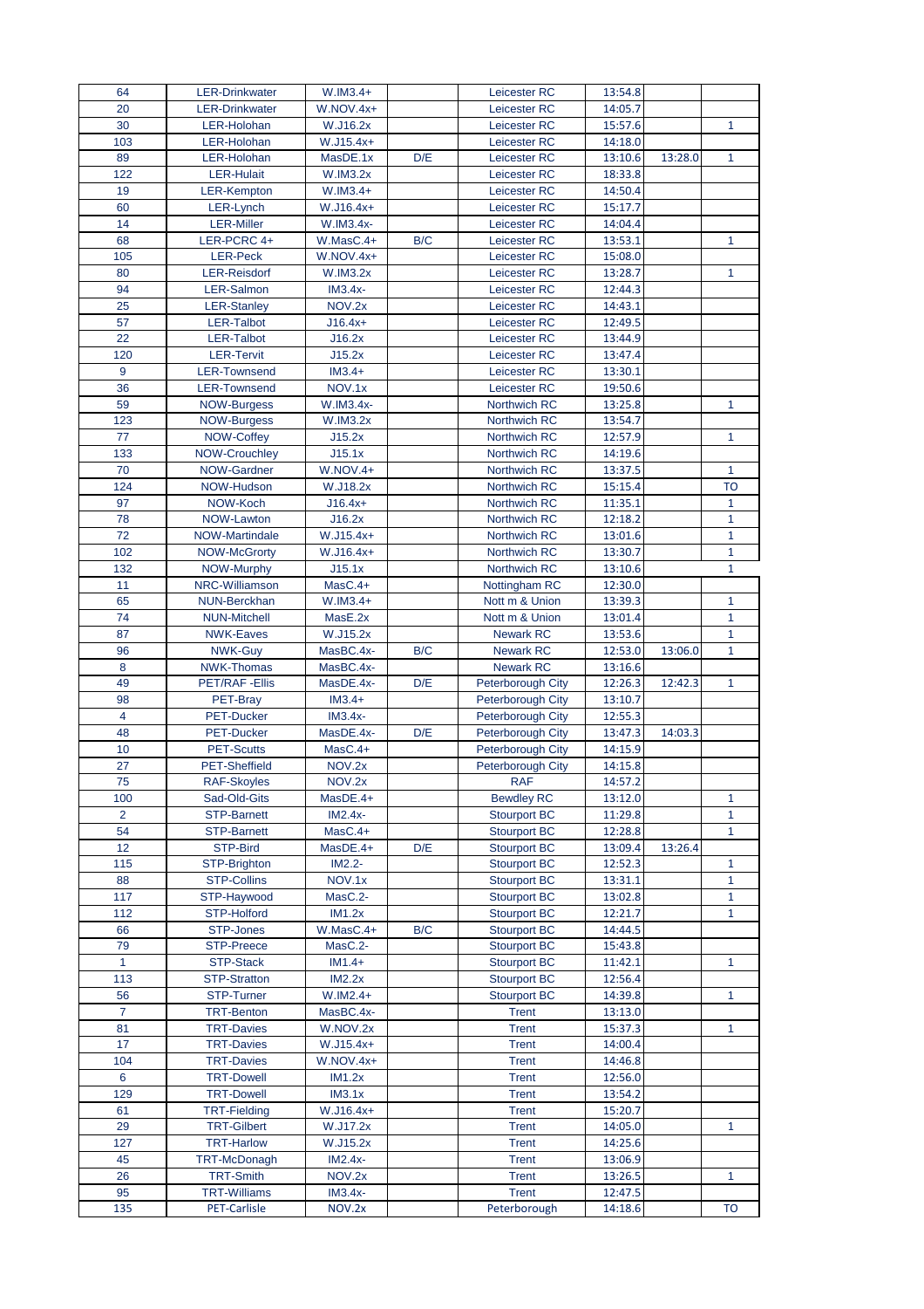| | | | | | | | |
|---|---|---|---|---|---|---|---|
| 64 | LER-Drinkwater | W.IM3.4+ | | Leicester RC | 13:54.8 | | |
| 20 | LER-Drinkwater | W.NOV.4x+ | | Leicester RC | 14:05.7 | | |
| 30 | LER-Holohan | W.J16.2x | | Leicester RC | 15:57.6 | | 1 |
| 103 | LER-Holohan | W.J15.4x+ | | Leicester RC | 14:18.0 | | |
| 89 | LER-Holohan | MasDE.1x | D/E | Leicester RC | 13:10.6 | 13:28.0 | 1 |
| 122 | LER-Hulait | W.IM3.2x | | Leicester RC | 18:33.8 | | |
| 19 | LER-Kempton | W.IM3.4+ | | Leicester RC | 14:50.4 | | |
| 60 | LER-Lynch | W.J16.4x+ | | Leicester RC | 15:17.7 | | |
| 14 | LER-Miller | W.IM3.4x- | | Leicester RC | 14:04.4 | | |
| 68 | LER-PCRC 4+ | W.MasC.4+ | B/C | Leicester RC | 13:53.1 | | 1 |
| 105 | LER-Peck | W.NOV.4x+ | | Leicester RC | 15:08.0 | | |
| 80 | LER-Reisdorf | W.IM3.2x | | Leicester RC | 13:28.7 | | 1 |
| 94 | LER-Salmon | IM3.4x- | | Leicester RC | 12:44.3 | | |
| 25 | LER-Stanley | NOV.2x | | Leicester RC | 14:43.1 | | |
| 57 | LER-Talbot | J16.4x+ | | Leicester RC | 12:49.5 | | |
| 22 | LER-Talbot | J16.2x | | Leicester RC | 13:44.9 | | |
| 120 | LER-Tervit | J15.2x | | Leicester RC | 13:47.4 | | |
| 9 | LER-Townsend | IM3.4+ | | Leicester RC | 13:30.1 | | |
| 36 | LER-Townsend | NOV.1x | | Leicester RC | 19:50.6 | | |
| 59 | NOW-Burgess | W.IM3.4x- | | Northwich RC | 13:25.8 | | 1 |
| 123 | NOW-Burgess | W.IM3.2x | | Northwich RC | 13:54.7 | | |
| 77 | NOW-Coffey | J15.2x | | Northwich RC | 12:57.9 | | 1 |
| 133 | NOW-Crouchley | J15.1x | | Northwich RC | 14:19.6 | | |
| 70 | NOW-Gardner | W.NOV.4+ | | Northwich RC | 13:37.5 | | 1 |
| 124 | NOW-Hudson | W.J18.2x | | Northwich RC | 15:15.4 | | TO |
| 97 | NOW-Koch | J16.4x+ | | Northwich RC | 11:35.1 | | 1 |
| 78 | NOW-Lawton | J16.2x | | Northwich RC | 12:18.2 | | 1 |
| 72 | NOW-Martindale | W.J15.4x+ | | Northwich RC | 13:01.6 | | 1 |
| 102 | NOW-McGrorty | W.J16.4x+ | | Northwich RC | 13:30.7 | | 1 |
| 132 | NOW-Murphy | J15.1x | | Northwich RC | 13:10.6 | | 1 |
| 11 | NRC-Williamson | MasC.4+ | | Nottingham RC | 12:30.0 | | |
| 65 | NUN-Berckhan | W.IM3.4+ | | Nott m & Union | 13:39.3 | | 1 |
| 74 | NUN-Mitchell | MasE.2x | | Nott m & Union | 13:01.4 | | 1 |
| 87 | NWK-Eaves | W.J15.2x | | Newark RC | 13:53.6 | | 1 |
| 96 | NWK-Guy | MasBC.4x- | B/C | Newark RC | 12:53.0 | 13:06.0 | 1 |
| 8 | NWK-Thomas | MasBC.4x- | | Newark RC | 13:16.6 | | |
| 49 | PET/RAF -Ellis | MasDE.4x- | D/E | Peterborough City | 12:26.3 | 12:42.3 | 1 |
| 98 | PET-Bray | IM3.4+ | | Peterborough City | 13:10.7 | | |
| 4 | PET-Ducker | IM3.4x- | | Peterborough City | 12:55.3 | | |
| 48 | PET-Ducker | MasDE.4x- | D/E | Peterborough City | 13:47.3 | 14:03.3 | |
| 10 | PET-Scutts | MasC.4+ | | Peterborough City | 14:15.9 | | |
| 27 | PET-Sheffield | NOV.2x | | Peterborough City | 14:15.8 | | |
| 75 | RAF-Skoyles | NOV.2x | | RAF | 14:57.2 | | |
| 100 | Sad-Old-Gits | MasDE.4+ | | Bewdley RC | 13:12.0 | | 1 |
| 2 | STP-Barnett | IM2.4x- | | Stourport BC | 11:29.8 | | 1 |
| 54 | STP-Barnett | MasC.4+ | | Stourport BC | 12:28.8 | | 1 |
| 12 | STP-Bird | MasDE.4+ | D/E | Stourport BC | 13:09.4 | 13:26.4 | |
| 115 | STP-Brighton | IM2.2- | | Stourport BC | 12:52.3 | | 1 |
| 88 | STP-Collins | NOV.1x | | Stourport BC | 13:31.1 | | 1 |
| 117 | STP-Haywood | MasC.2- | | Stourport BC | 13:02.8 | | 1 |
| 112 | STP-Holford | IM1.2x | | Stourport BC | 12:21.7 | | 1 |
| 66 | STP-Jones | W.MasC.4+ | B/C | Stourport BC | 14:44.5 | | |
| 79 | STP-Preece | MasC.2- | | Stourport BC | 15:43.8 | | |
| 1 | STP-Stack | IM1.4+ | | Stourport BC | 11:42.1 | | 1 |
| 113 | STP-Stratton | IM2.2x | | Stourport BC | 12:56.4 | | |
| 56 | STP-Turner | W.IM2.4+ | | Stourport BC | 14:39.8 | | 1 |
| 7 | TRT-Benton | MasBC.4x- | | Trent | 13:13.0 | | |
| 81 | TRT-Davies | W.NOV.2x | | Trent | 15:37.3 | | 1 |
| 17 | TRT-Davies | W.J15.4x+ | | Trent | 14:00.4 | | |
| 104 | TRT-Davies | W.NOV.4x+ | | Trent | 14:46.8 | | |
| 6 | TRT-Dowell | IM1.2x | | Trent | 12:56.0 | | |
| 129 | TRT-Dowell | IM3.1x | | Trent | 13:54.2 | | |
| 61 | TRT-Fielding | W.J16.4x+ | | Trent | 15:20.7 | | |
| 29 | TRT-Gilbert | W.J17.2x | | Trent | 14:05.0 | | 1 |
| 127 | TRT-Harlow | W.J15.2x | | Trent | 14:25.6 | | |
| 45 | TRT-McDonagh | IM2.4x- | | Trent | 13:06.9 | | |
| 26 | TRT-Smith | NOV.2x | | Trent | 13:26.5 | | 1 |
| 95 | TRT-Williams | IM3.4x- | | Trent | 12:47.5 | | |
| 135 | PET-Carlisle | NOV.2x | | Peterborough | 14:18.6 | | TO |